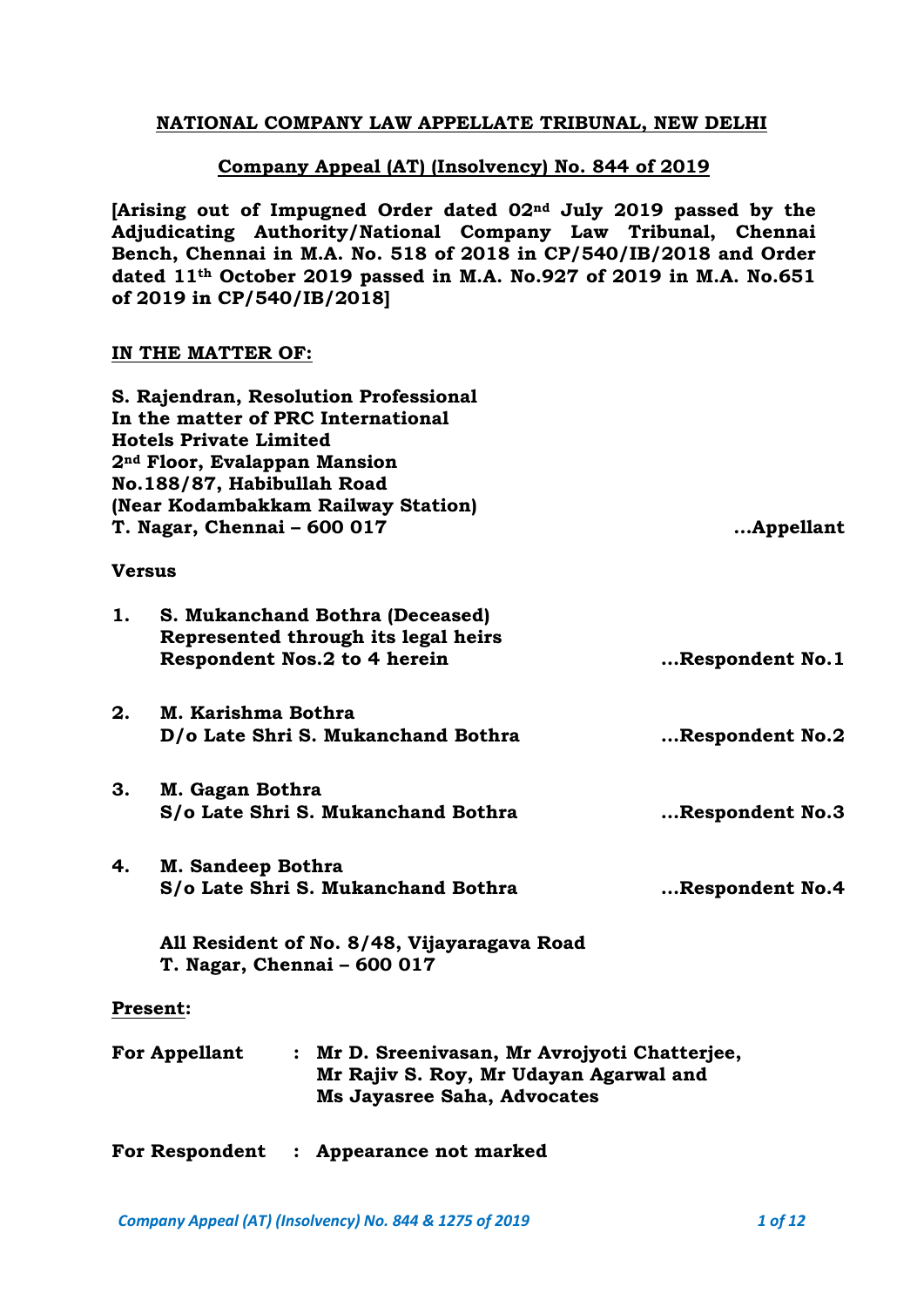**NATIONAL COMPANY LAW APPELLATE TRIBUNAL, NEW DELHI**

**Company Appeal (AT) (Insolvency) No. 844 of 2019**

**[Arising out of Impugned Order dated 02nd July 2019 passed by the Adjudicating Authority/National Company Law Tribunal, Chennai Bench, Chennai in M.A. No. 518 of 2018 in CP/540/IB/2018 and Order dated 11th October 2019 passed in M.A. No.927 of 2019 in M.A. No.651 of 2019 in CP/540/IB/2018]**

**IN THE MATTER OF:**

**S. Rajendran, Resolution Professional**
**In the matter of PRC International Hotels Private Limited**
**2nd Floor, Evalappan Mansion**
**No.188/87, Habibullah Road**
**(Near Kodambakkam Railway Station)**
**T. Nagar, Chennai – 600 017** **...Appellant**

**Versus**

1. **S. Mukanchand Bothra (Deceased)**
   **Represented through its legal heirs**
   **Respondent Nos.2 to 4 herein** **...Respondent No.1**

2. **M. Karishma Bothra**
   **D/o Late Shri S. Mukanchand Bothra** **...Respondent No.2**

3. **M. Gagan Bothra**
   **S/o Late Shri S. Mukanchand Bothra** **...Respondent No.3**

4. **M. Sandeep Bothra**
   **S/o Late Shri S. Mukanchand Bothra** **...Respondent No.4**

   **All Resident of No. 8/48, Vijayaragava Road**
   **T. Nagar, Chennai – 600 017**

**Present:**

**For Appellant : Mr D. Sreenivasan, Mr Avrojyoti Chatterjee, Mr Rajiv S. Roy, Mr Udayan Agarwal and Ms Jayasree Saha, Advocates**

**For Respondent : Appearance not marked**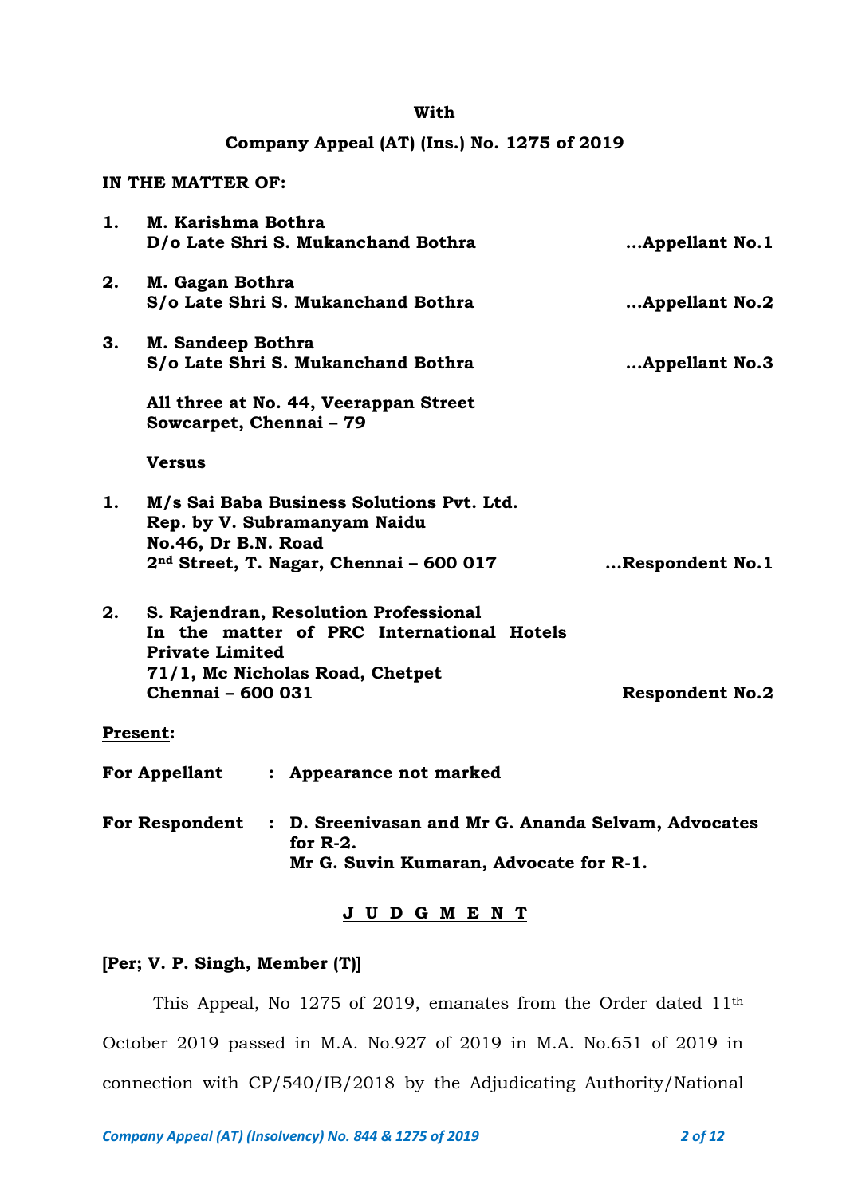**With**

**Company Appeal (AT) (Ins.) No. 1275 of 2019**

**IN THE MATTER OF:**

**1. M. Karishma Bothra**
**D/o Late Shri S. Mukanchand Bothra** **...Appellant No.1**

**2. M. Gagan Bothra**
**S/o Late Shri S. Mukanchand Bothra** **...Appellant No.2**

**3. M. Sandeep Bothra**
**S/o Late Shri S. Mukanchand Bothra** **...Appellant No.3**

**All three at No. 44, Veerappan Street**
**Sowcarpet, Chennai – 79**

**Versus**

**1. M/s Sai Baba Business Solutions Pvt. Ltd.**
**Rep. by V. Subramanyam Naidu**
**No.46, Dr B.N. Road**
**2nd Street, T. Nagar, Chennai – 600 017** **...Respondent No.1**

**2. S. Rajendran, Resolution Professional**
**In the matter of PRC International Hotels Private Limited**
**71/1, Mc Nicholas Road, Chetpet**
**Chennai – 600 031** **Respondent No.2**

**Present:**

**For Appellant : Appearance not marked**

**For Respondent : D. Sreenivasan and Mr G. Ananda Selvam, Advocates for R-2.**
**Mr G. Suvin Kumaran, Advocate for R-1.**

**J U D G M E N T**

**[Per; V. P. Singh, Member (T)]**

This Appeal, No 1275 of 2019, emanates from the Order dated 11th October 2019 passed in M.A. No.927 of 2019 in M.A. No.651 of 2019 in connection with CP/540/IB/2018 by the Adjudicating Authority/National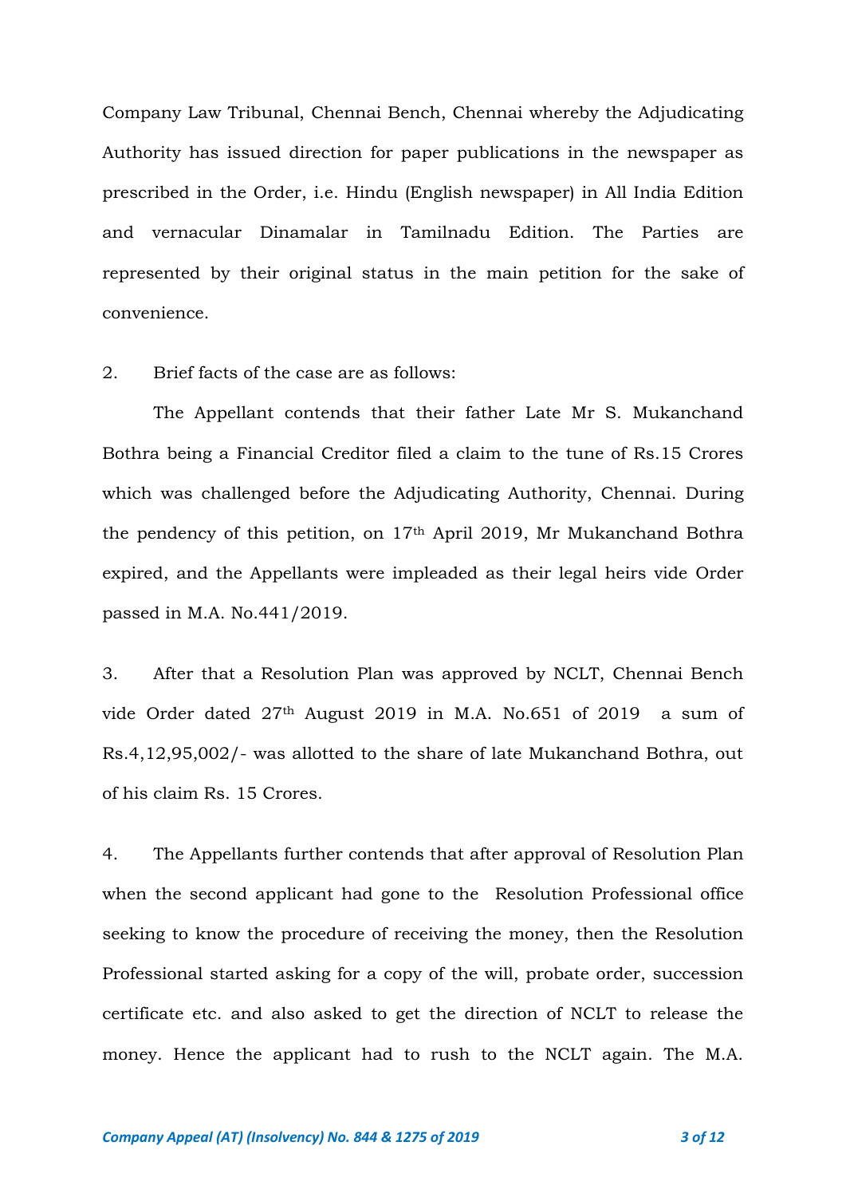Company Law Tribunal, Chennai Bench, Chennai whereby the Adjudicating Authority has issued direction for paper publications in the newspaper as prescribed in the Order, i.e. Hindu (English newspaper) in All India Edition and vernacular Dinamalar in Tamilnadu Edition. The Parties are represented by their original status in the main petition for the sake of convenience.

2. Brief facts of the case are as follows:

The Appellant contends that their father Late Mr S. Mukanchand Bothra being a Financial Creditor filed a claim to the tune of Rs.15 Crores which was challenged before the Adjudicating Authority, Chennai. During the pendency of this petition, on 17th April 2019, Mr Mukanchand Bothra expired, and the Appellants were impleaded as their legal heirs vide Order passed in M.A. No.441/2019.

3. After that a Resolution Plan was approved by NCLT, Chennai Bench vide Order dated 27th August 2019 in M.A. No.651 of 2019 a sum of Rs.4,12,95,002/- was allotted to the share of late Mukanchand Bothra, out of his claim Rs. 15 Crores.

4. The Appellants further contends that after approval of Resolution Plan when the second applicant had gone to the Resolution Professional office seeking to know the procedure of receiving the money, then the Resolution Professional started asking for a copy of the will, probate order, succession certificate etc. and also asked to get the direction of NCLT to release the money. Hence the applicant had to rush to the NCLT again. The M.A.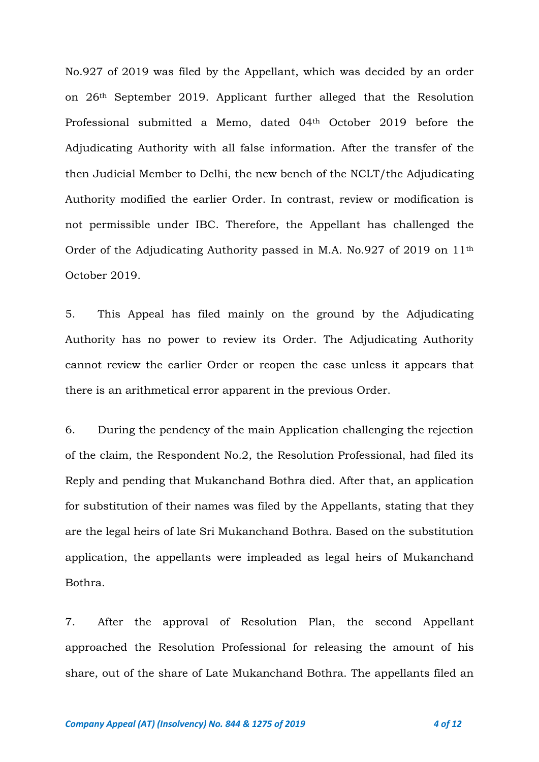No.927 of 2019 was filed by the Appellant, which was decided by an order on 26th September 2019. Applicant further alleged that the Resolution Professional submitted a Memo, dated 04th October 2019 before the Adjudicating Authority with all false information. After the transfer of the then Judicial Member to Delhi, the new bench of the NCLT/the Adjudicating Authority modified the earlier Order. In contrast, review or modification is not permissible under IBC. Therefore, the Appellant has challenged the Order of the Adjudicating Authority passed in M.A. No.927 of 2019 on 11th October 2019.

5. This Appeal has filed mainly on the ground by the Adjudicating Authority has no power to review its Order. The Adjudicating Authority cannot review the earlier Order or reopen the case unless it appears that there is an arithmetical error apparent in the previous Order.

6. During the pendency of the main Application challenging the rejection of the claim, the Respondent No.2, the Resolution Professional, had filed its Reply and pending that Mukanchand Bothra died. After that, an application for substitution of their names was filed by the Appellants, stating that they are the legal heirs of late Sri Mukanchand Bothra. Based on the substitution application, the appellants were impleaded as legal heirs of Mukanchand Bothra.

7. After the approval of Resolution Plan, the second Appellant approached the Resolution Professional for releasing the amount of his share, out of the share of Late Mukanchand Bothra. The appellants filed an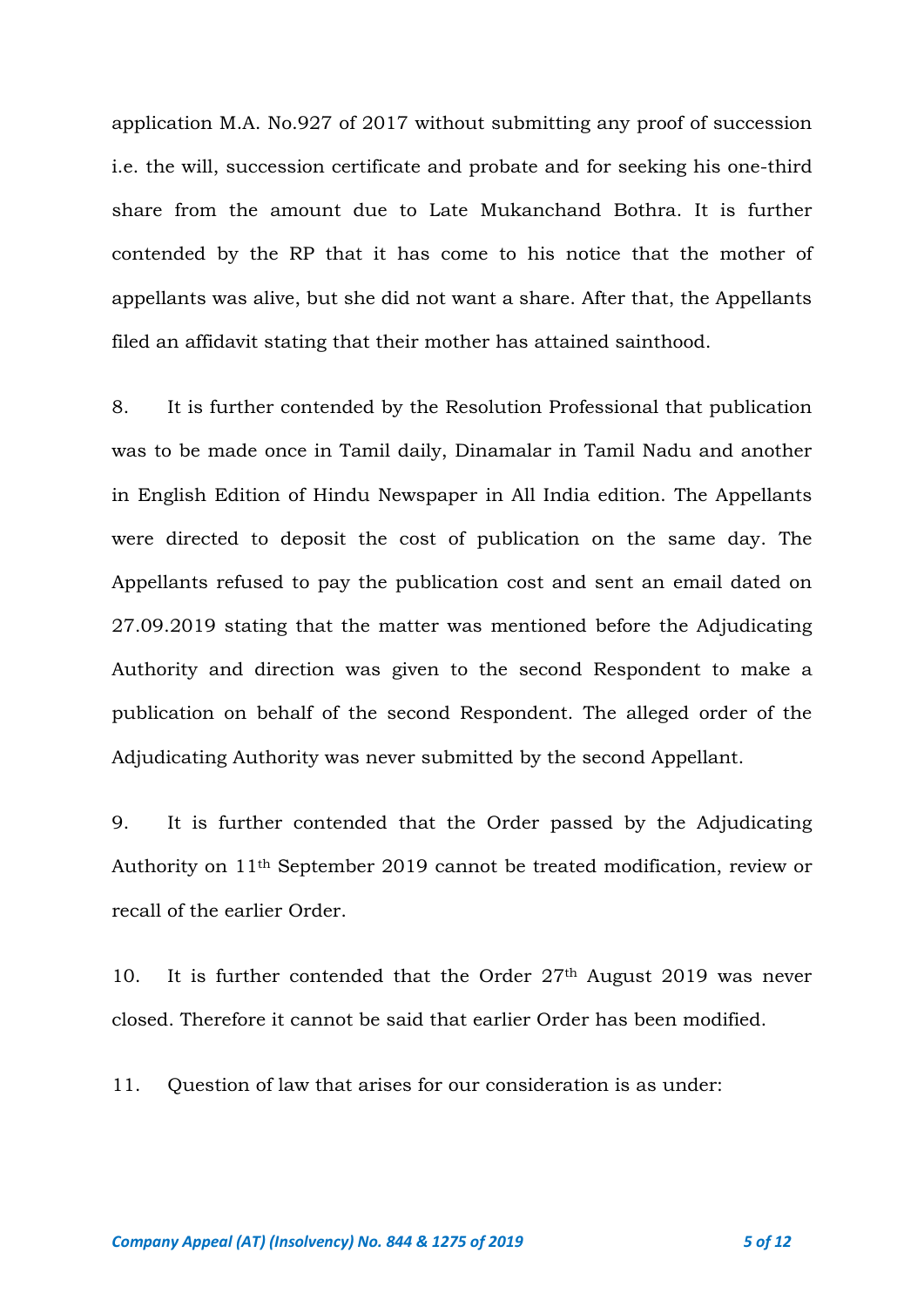application M.A. No.927 of 2017 without submitting any proof of succession i.e. the will, succession certificate and probate and for seeking his one-third share from the amount due to Late Mukanchand Bothra. It is further contended by the RP that it has come to his notice that the mother of appellants was alive, but she did not want a share. After that, the Appellants filed an affidavit stating that their mother has attained sainthood.

8. It is further contended by the Resolution Professional that publication was to be made once in Tamil daily, Dinamalar in Tamil Nadu and another in English Edition of Hindu Newspaper in All India edition. The Appellants were directed to deposit the cost of publication on the same day. The Appellants refused to pay the publication cost and sent an email dated on 27.09.2019 stating that the matter was mentioned before the Adjudicating Authority and direction was given to the second Respondent to make a publication on behalf of the second Respondent. The alleged order of the Adjudicating Authority was never submitted by the second Appellant.

9. It is further contended that the Order passed by the Adjudicating Authority on 11th September 2019 cannot be treated modification, review or recall of the earlier Order.

10. It is further contended that the Order 27th August 2019 was never closed. Therefore it cannot be said that earlier Order has been modified.

11. Question of law that arises for our consideration is as under: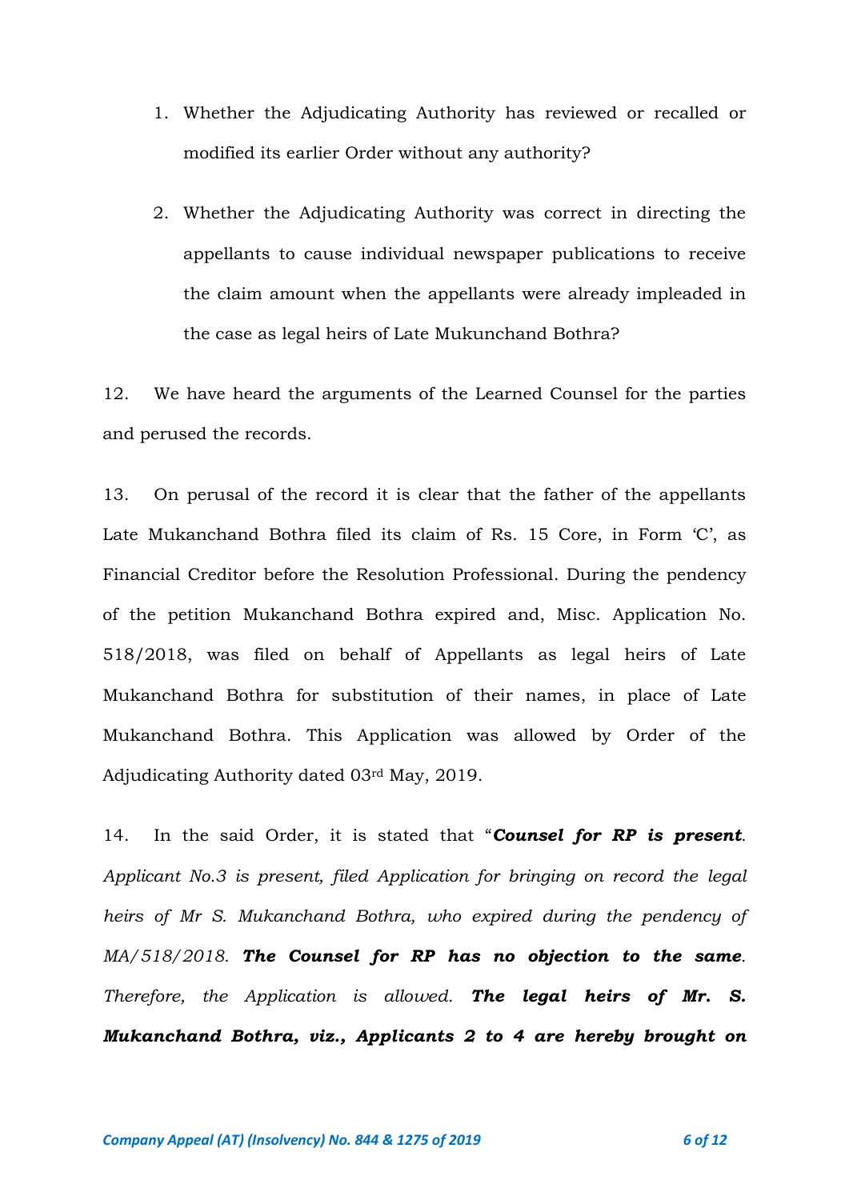1. Whether the Adjudicating Authority has reviewed or recalled or modified its earlier Order without any authority?

2. Whether the Adjudicating Authority was correct in directing the appellants to cause individual newspaper publications to receive the claim amount when the appellants were already impleaded in the case as legal heirs of Late Mukunchand Bothra?

12. We have heard the arguments of the Learned Counsel for the parties and perused the records.

13. On perusal of the record it is clear that the father of the appellants Late Mukanchand Bothra filed its claim of Rs. 15 Core, in Form 'C', as Financial Creditor before the Resolution Professional. During the pendency of the petition Mukanchand Bothra expired and, Misc. Application No. 518/2018, was filed on behalf of Appellants as legal heirs of Late Mukanchand Bothra for substitution of their names, in place of Late Mukanchand Bothra. This Application was allowed by Order of the Adjudicating Authority dated 03rd May, 2019.

14. In the said Order, it is stated that "***Counsel for RP is present****. Applicant No.3 is present, filed Application for bringing on record the legal heirs of Mr S. Mukanchand Bothra, who expired during the pendency of MA/518/2018.* ***The Counsel for RP has no objection to the same****. Therefore, the Application is allowed.* ***The legal heirs of Mr. S. Mukanchand Bothra, viz., Applicants 2 to 4 are hereby brought on***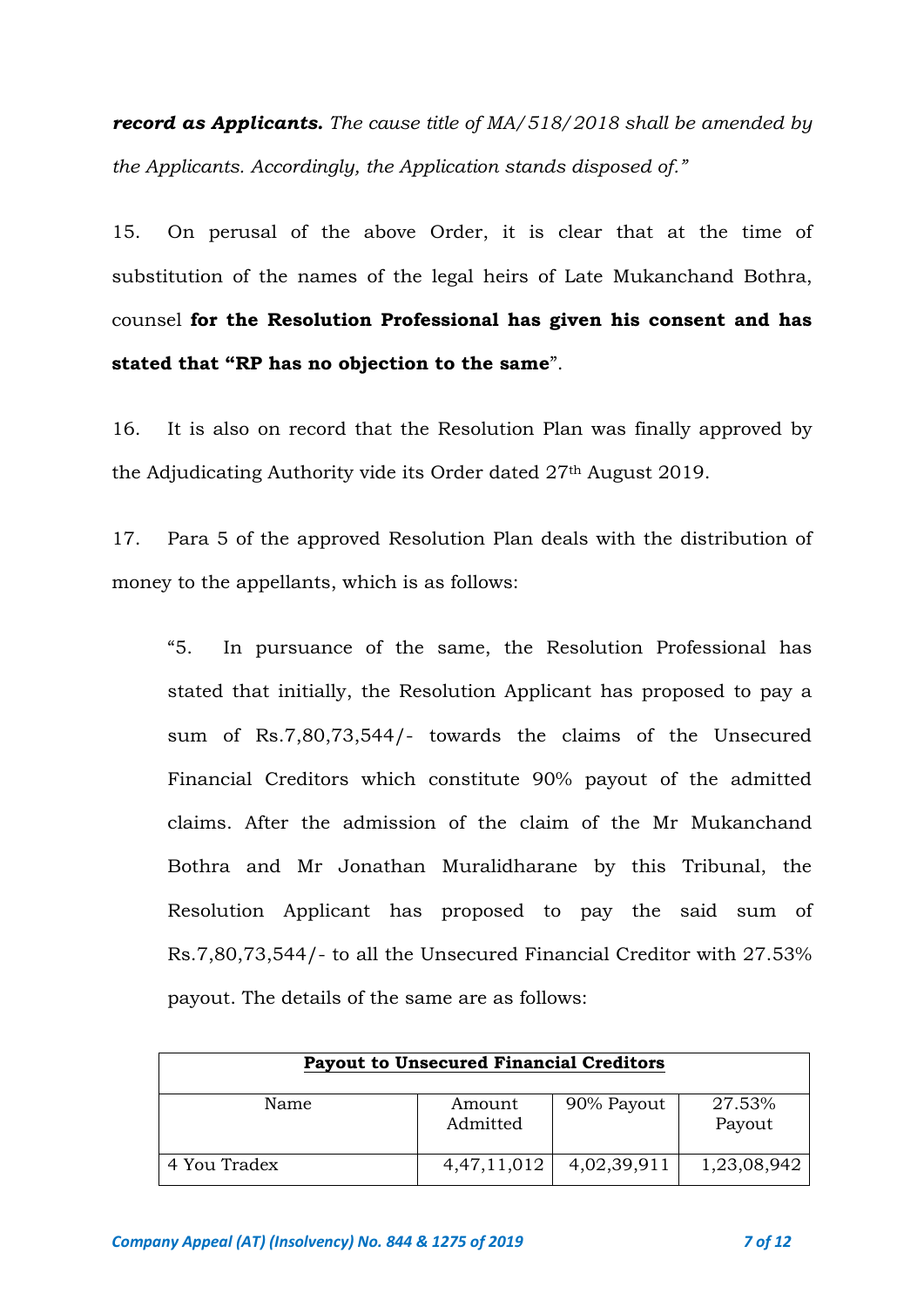***record as Applicants.*** *The cause title of MA/518/2018 shall be amended by the Applicants. Accordingly, the Application stands disposed of."*

15. On perusal of the above Order, it is clear that at the time of substitution of the names of the legal heirs of Late Mukanchand Bothra, counsel **for the Resolution Professional has given his consent and has stated that "RP has no objection to the same"**.

16. It is also on record that the Resolution Plan was finally approved by the Adjudicating Authority vide its Order dated 27th August 2019.

17. Para 5 of the approved Resolution Plan deals with the distribution of money to the appellants, which is as follows:

> "5. In pursuance of the same, the Resolution Professional has stated that initially, the Resolution Applicant has proposed to pay a sum of Rs.7,80,73,544/- towards the claims of the Unsecured Financial Creditors which constitute 90% payout of the admitted claims. After the admission of the claim of the Mr Mukanchand Bothra and Mr Jonathan Muralidharane by this Tribunal, the Resolution Applicant has proposed to pay the said sum of Rs.7,80,73,544/- to all the Unsecured Financial Creditor with 27.53% payout. The details of the same are as follows:

| **Payout to Unsecured Financial Creditors** | | | |
|---|---|---|---|
| Name | Amount Admitted | 90% Payout | 27.53% Payout |
| 4 You Tradex | 4,47,11,012 | 4,02,39,911 | 1,23,08,942 |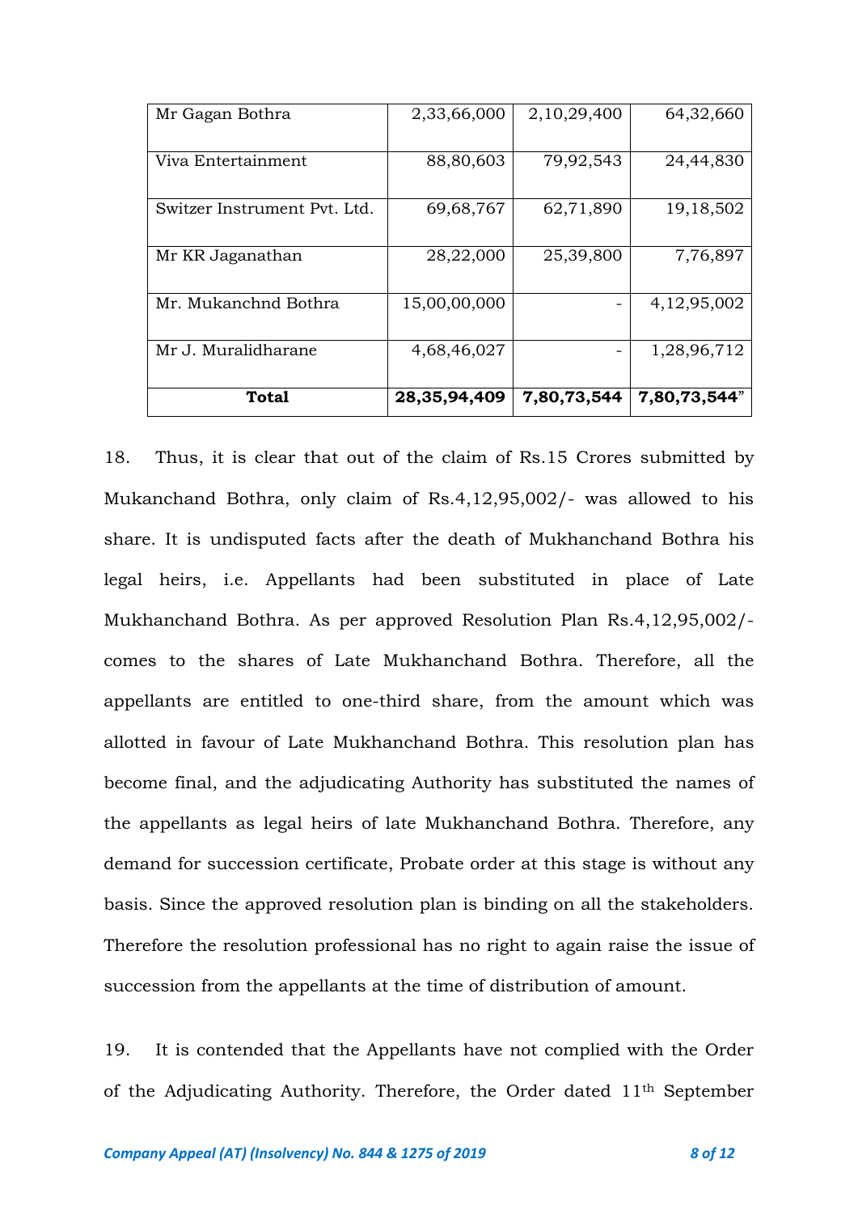| Mr Gagan Bothra | 2,33,66,000 | 2,10,29,400 | 64,32,660 |
|---|---|---|---|
| Viva Entertainment | 88,80,603 | 79,92,543 | 24,44,830 |
| Switzer Instrument Pvt. Ltd. | 69,68,767 | 62,71,890 | 19,18,502 |
| Mr KR Jaganathan | 28,22,000 | 25,39,800 | 7,76,897 |
| Mr. Mukanchnd Bothra | 15,00,00,000 | - | 4,12,95,002 |
| Mr J. Muralidharane | 4,68,46,027 | - | 1,28,96,712 |
| **Total** | **28,35,94,409** | **7,80,73,544** | **7,80,73,544**" |

18. Thus, it is clear that out of the claim of Rs.15 Crores submitted by Mukanchand Bothra, only claim of Rs.4,12,95,002/- was allowed to his share. It is undisputed facts after the death of Mukhanchand Bothra his legal heirs, i.e. Appellants had been substituted in place of Late Mukhanchand Bothra. As per approved Resolution Plan Rs.4,12,95,002/- comes to the shares of Late Mukhanchand Bothra. Therefore, all the appellants are entitled to one-third share, from the amount which was allotted in favour of Late Mukhanchand Bothra. This resolution plan has become final, and the adjudicating Authority has substituted the names of the appellants as legal heirs of late Mukhanchand Bothra. Therefore, any demand for succession certificate, Probate order at this stage is without any basis. Since the approved resolution plan is binding on all the stakeholders. Therefore the resolution professional has no right to again raise the issue of succession from the appellants at the time of distribution of amount.

19. It is contended that the Appellants have not complied with the Order of the Adjudicating Authority. Therefore, the Order dated 11th September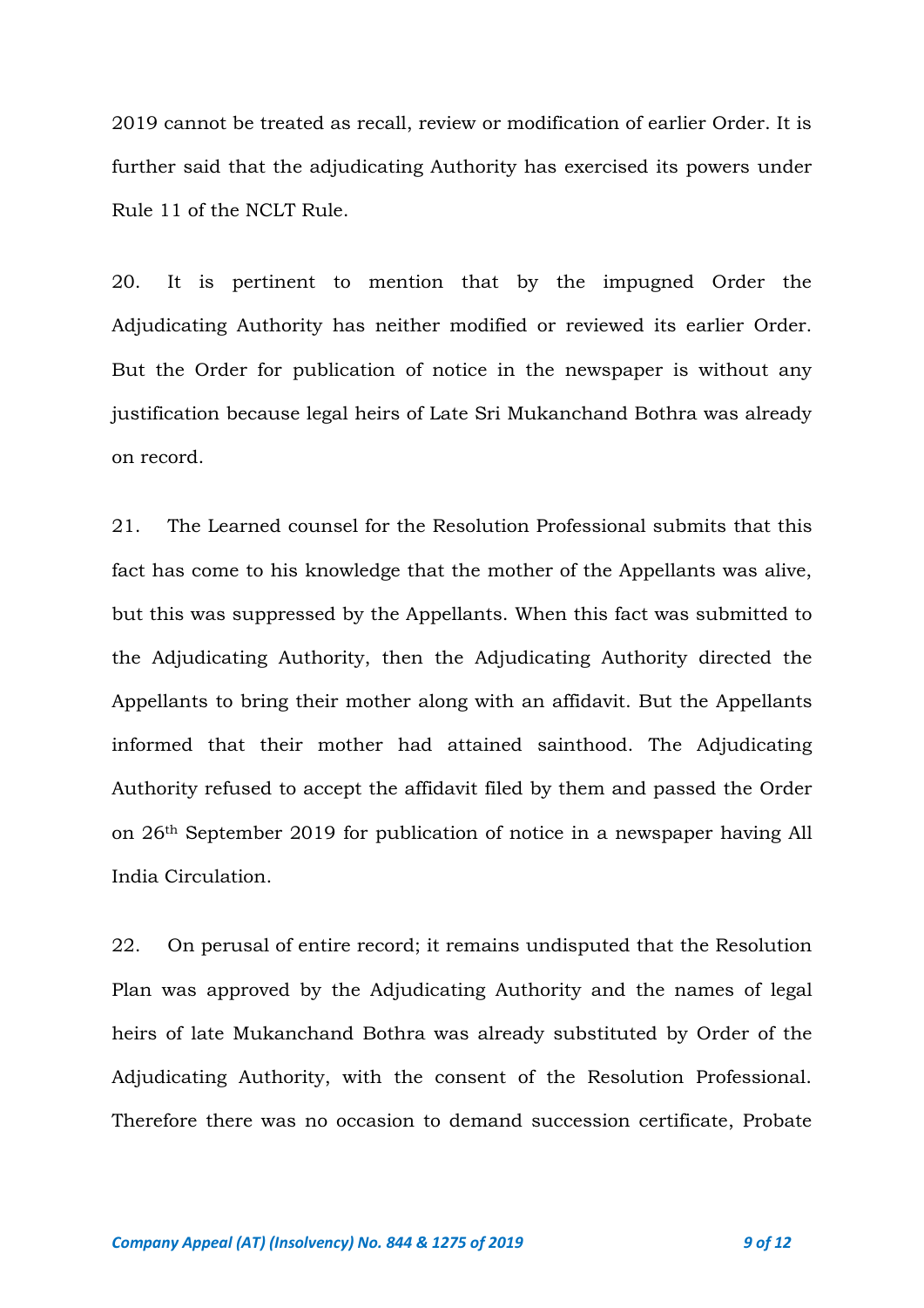2019 cannot be treated as recall, review or modification of earlier Order. It is further said that the adjudicating Authority has exercised its powers under Rule 11 of the NCLT Rule.

20. It is pertinent to mention that by the impugned Order the Adjudicating Authority has neither modified or reviewed its earlier Order. But the Order for publication of notice in the newspaper is without any justification because legal heirs of Late Sri Mukanchand Bothra was already on record.

21. The Learned counsel for the Resolution Professional submits that this fact has come to his knowledge that the mother of the Appellants was alive, but this was suppressed by the Appellants. When this fact was submitted to the Adjudicating Authority, then the Adjudicating Authority directed the Appellants to bring their mother along with an affidavit. But the Appellants informed that their mother had attained sainthood. The Adjudicating Authority refused to accept the affidavit filed by them and passed the Order on 26th September 2019 for publication of notice in a newspaper having All India Circulation.

22. On perusal of entire record; it remains undisputed that the Resolution Plan was approved by the Adjudicating Authority and the names of legal heirs of late Mukanchand Bothra was already substituted by Order of the Adjudicating Authority, with the consent of the Resolution Professional. Therefore there was no occasion to demand succession certificate, Probate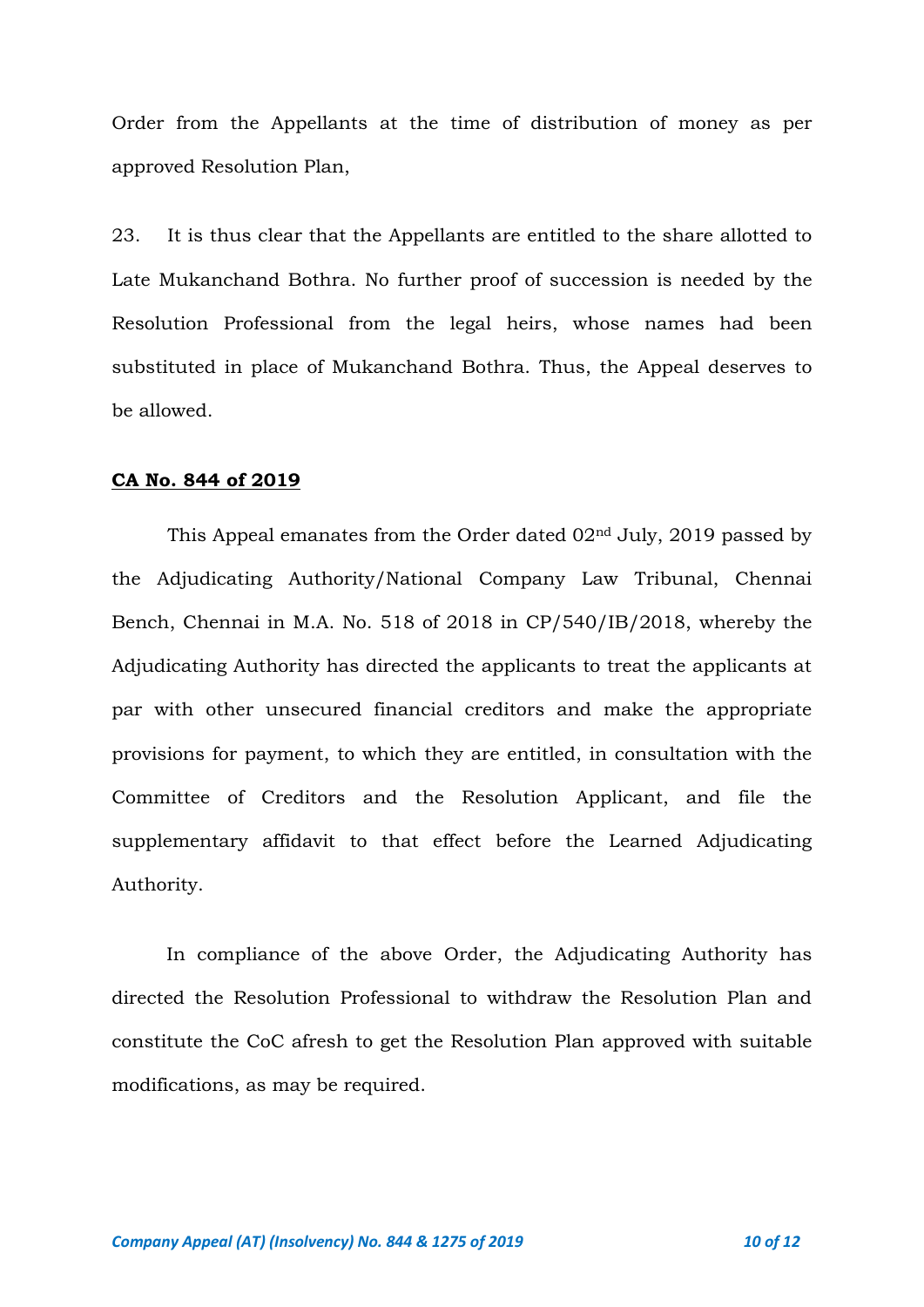Order from the Appellants at the time of distribution of money as per approved Resolution Plan,

23. It is thus clear that the Appellants are entitled to the share allotted to Late Mukanchand Bothra. No further proof of succession is needed by the Resolution Professional from the legal heirs, whose names had been substituted in place of Mukanchand Bothra. Thus, the Appeal deserves to be allowed.

**CA No. 844 of 2019**

This Appeal emanates from the Order dated 02nd July, 2019 passed by the Adjudicating Authority/National Company Law Tribunal, Chennai Bench, Chennai in M.A. No. 518 of 2018 in CP/540/IB/2018, whereby the Adjudicating Authority has directed the applicants to treat the applicants at par with other unsecured financial creditors and make the appropriate provisions for payment, to which they are entitled, in consultation with the Committee of Creditors and the Resolution Applicant, and file the supplementary affidavit to that effect before the Learned Adjudicating Authority.

In compliance of the above Order, the Adjudicating Authority has directed the Resolution Professional to withdraw the Resolution Plan and constitute the CoC afresh to get the Resolution Plan approved with suitable modifications, as may be required.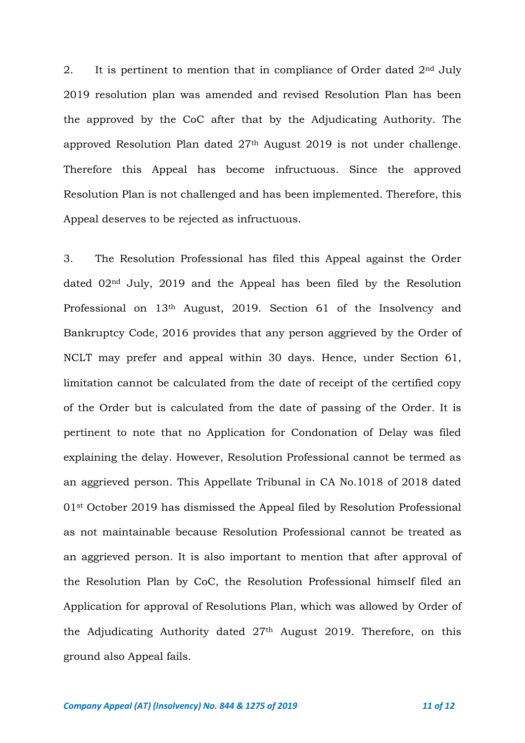2. It is pertinent to mention that in compliance of Order dated 2nd July 2019 resolution plan was amended and revised Resolution Plan has been the approved by the CoC after that by the Adjudicating Authority. The approved Resolution Plan dated 27th August 2019 is not under challenge. Therefore this Appeal has become infructuous. Since the approved Resolution Plan is not challenged and has been implemented. Therefore, this Appeal deserves to be rejected as infructuous.

3. The Resolution Professional has filed this Appeal against the Order dated 02nd July, 2019 and the Appeal has been filed by the Resolution Professional on 13th August, 2019. Section 61 of the Insolvency and Bankruptcy Code, 2016 provides that any person aggrieved by the Order of NCLT may prefer and appeal within 30 days. Hence, under Section 61, limitation cannot be calculated from the date of receipt of the certified copy of the Order but is calculated from the date of passing of the Order. It is pertinent to note that no Application for Condonation of Delay was filed explaining the delay. However, Resolution Professional cannot be termed as an aggrieved person. This Appellate Tribunal in CA No.1018 of 2018 dated 01st October 2019 has dismissed the Appeal filed by Resolution Professional as not maintainable because Resolution Professional cannot be treated as an aggrieved person. It is also important to mention that after approval of the Resolution Plan by CoC, the Resolution Professional himself filed an Application for approval of Resolutions Plan, which was allowed by Order of the Adjudicating Authority dated 27th August 2019. Therefore, on this ground also Appeal fails.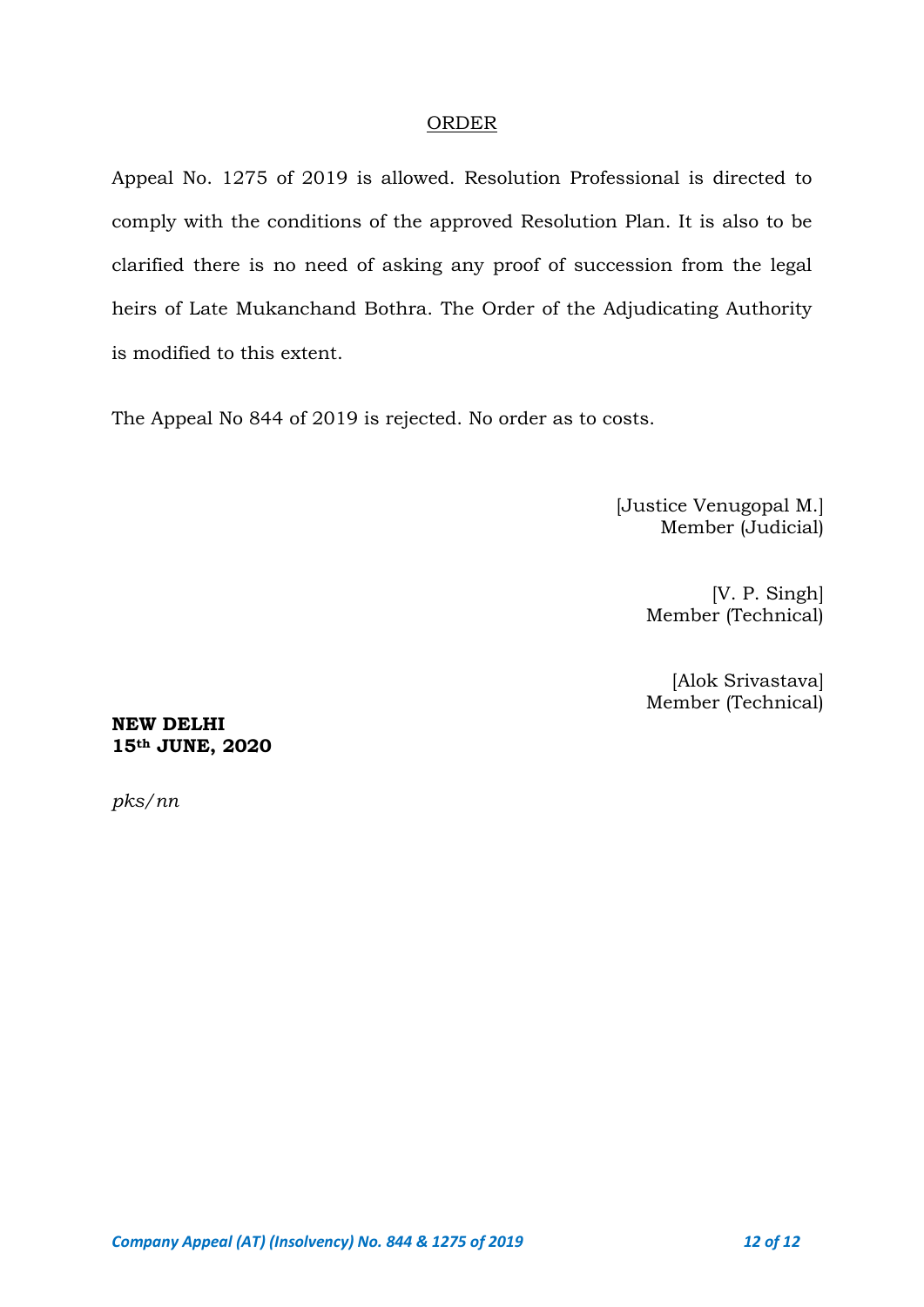## ORDER

Appeal No. 1275 of 2019 is allowed. Resolution Professional is directed to comply with the conditions of the approved Resolution Plan. It is also to be clarified there is no need of asking any proof of succession from the legal heirs of Late Mukanchand Bothra. The Order of the Adjudicating Authority is modified to this extent.

The Appeal No 844 of 2019 is rejected. No order as to costs.

[Justice Venugopal M.]
Member (Judicial)

[V. P. Singh]
Member (Technical)

[Alok Srivastava]
Member (Technical)

**NEW DELHI**
**15th JUNE, 2020**

*pks/nn*